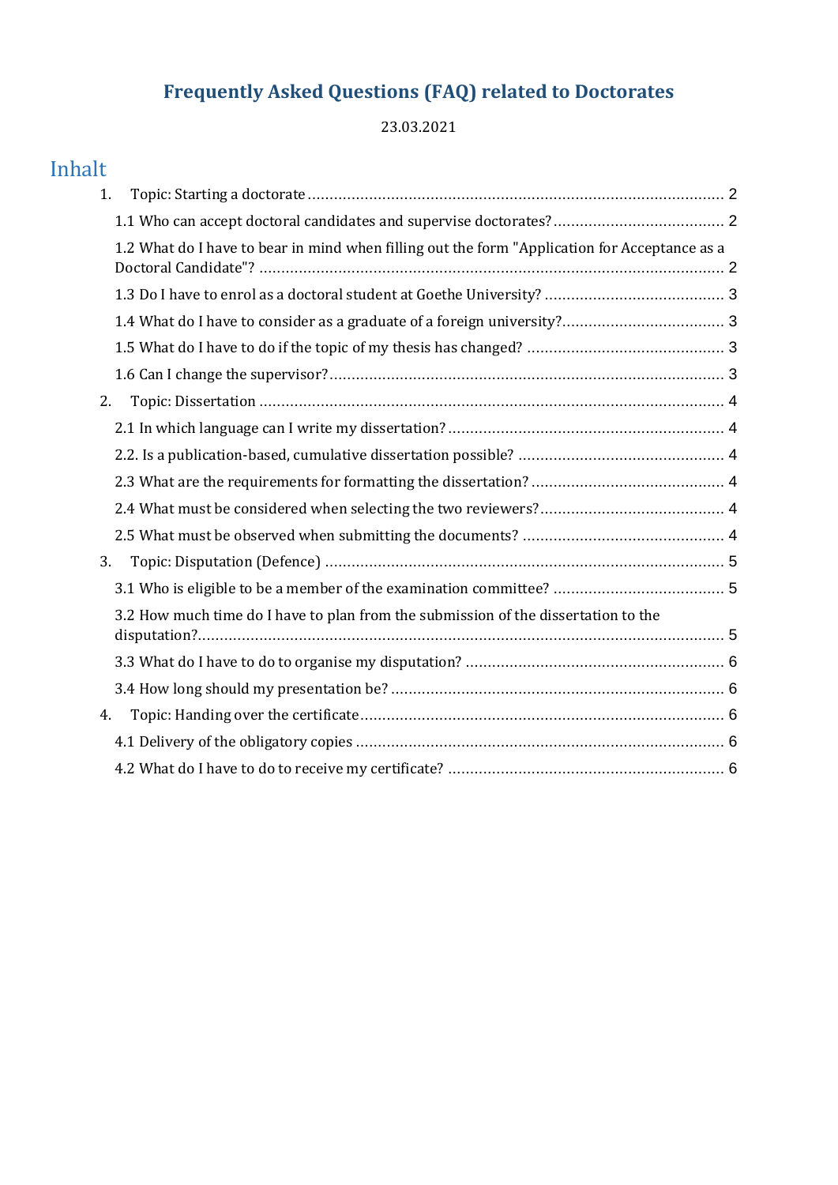# Frequently Asked Questions (FAQ) related to Doctorates

23.03.2021

## Inhalt

1. Topic: Starting a doctorate ..... 2
   - 1.1 Who can accept doctoral candidates and supervise doctorates? ..... 2
   - 1.2 What do I have to bear in mind when filling out the form "Application for Acceptance as a Doctoral Candidate"? ..... 2
   - 1.3 Do I have to enrol as a doctoral student at Goethe University? ..... 3
   - 1.4 What do I have to consider as a graduate of a foreign university? ..... 3
   - 1.5 What do I have to do if the topic of my thesis has changed? ..... 3
   - 1.6 Can I change the supervisor? ..... 3
2. Topic: Dissertation ..... 4
   - 2.1 In which language can I write my dissertation? ..... 4
   - 2.2. Is a publication-based, cumulative dissertation possible? ..... 4
   - 2.3 What are the requirements for formatting the dissertation? ..... 4
   - 2.4 What must be considered when selecting the two reviewers? ..... 4
   - 2.5 What must be observed when submitting the documents? ..... 4
3. Topic: Disputation (Defence) ..... 5
   - 3.1 Who is eligible to be a member of the examination committee? ..... 5
   - 3.2 How much time do I have to plan from the submission of the dissertation to the disputation? ..... 5
   - 3.3 What do I have to do to organise my disputation? ..... 6
   - 3.4 How long should my presentation be? ..... 6
4. Topic: Handing over the certificate ..... 6
   - 4.1 Delivery of the obligatory copies ..... 6
   - 4.2 What do I have to do to receive my certificate? ..... 6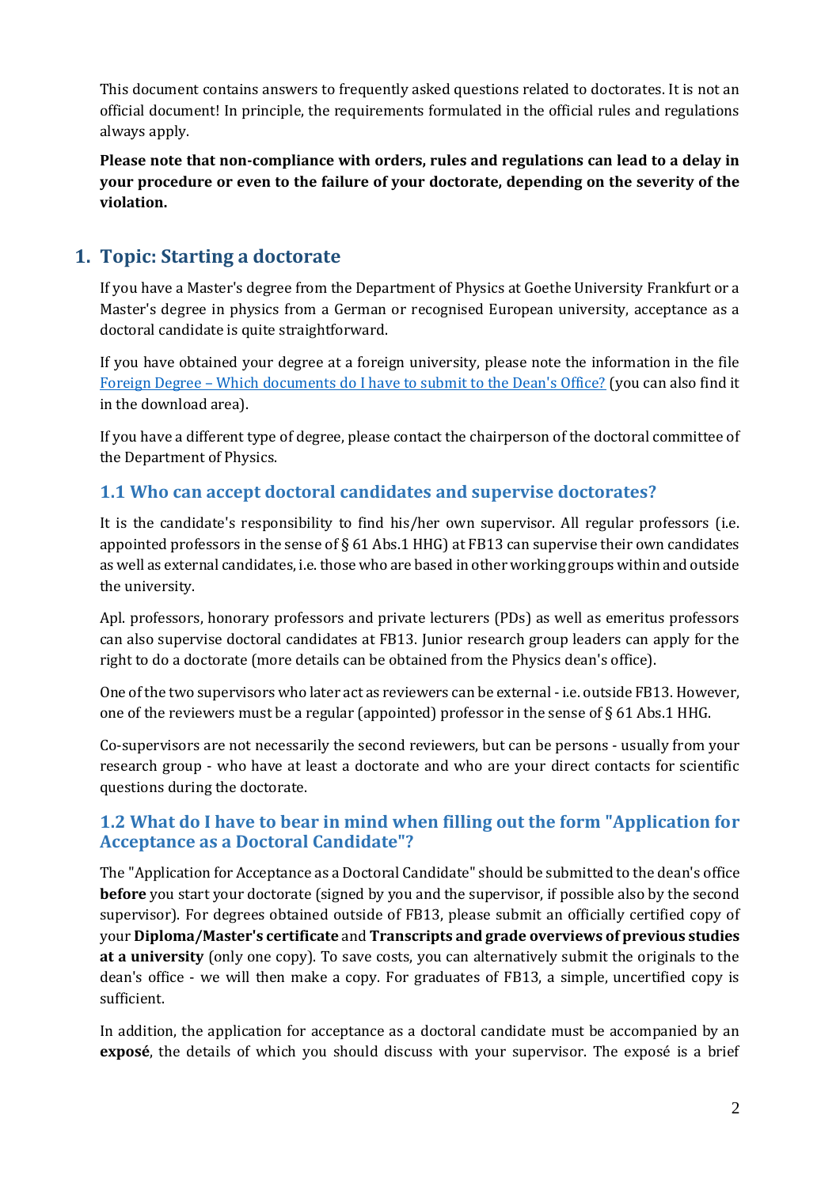This document contains answers to frequently asked questions related to doctorates. It is not an official document! In principle, the requirements formulated in the official rules and regulations always apply.

**Please note that non-compliance with orders, rules and regulations can lead to a delay in your procedure or even to the failure of your doctorate, depending on the severity of the violation.**

## 1. Topic: Starting a doctorate

If you have a Master's degree from the Department of Physics at Goethe University Frankfurt or a Master's degree in physics from a German or recognised European university, acceptance as a doctoral candidate is quite straightforward.

If you have obtained your degree at a foreign university, please note the information in the file [Foreign Degree – Which documents do I have to submit to the Dean's Office?]() (you can also find it in the download area).

If you have a different type of degree, please contact the chairperson of the doctoral committee of the Department of Physics.

### 1.1 Who can accept doctoral candidates and supervise doctorates?

It is the candidate's responsibility to find his/her own supervisor. All regular professors (i.e. appointed professors in the sense of § 61 Abs.1 HHG) at FB13 can supervise their own candidates as well as external candidates, i.e. those who are based in other working groups within and outside the university.

Apl. professors, honorary professors and private lecturers (PDs) as well as emeritus professors can also supervise doctoral candidates at FB13. Junior research group leaders can apply for the right to do a doctorate (more details can be obtained from the Physics dean's office).

One of the two supervisors who later act as reviewers can be external - i.e. outside FB13. However, one of the reviewers must be a regular (appointed) professor in the sense of § 61 Abs.1 HHG.

Co-supervisors are not necessarily the second reviewers, but can be persons - usually from your research group - who have at least a doctorate and who are your direct contacts for scientific questions during the doctorate.

### 1.2 What do I have to bear in mind when filling out the form "Application for Acceptance as a Doctoral Candidate"?

The "Application for Acceptance as a Doctoral Candidate" should be submitted to the dean's office **before** you start your doctorate (signed by you and the supervisor, if possible also by the second supervisor). For degrees obtained outside of FB13, please submit an officially certified copy of your **Diploma/Master's certificate** and **Transcripts and grade overviews of previous studies at a university** (only one copy). To save costs, you can alternatively submit the originals to the dean's office - we will then make a copy. For graduates of FB13, a simple, uncertified copy is sufficient.

In addition, the application for acceptance as a doctoral candidate must be accompanied by an **exposé**, the details of which you should discuss with your supervisor. The exposé is a brief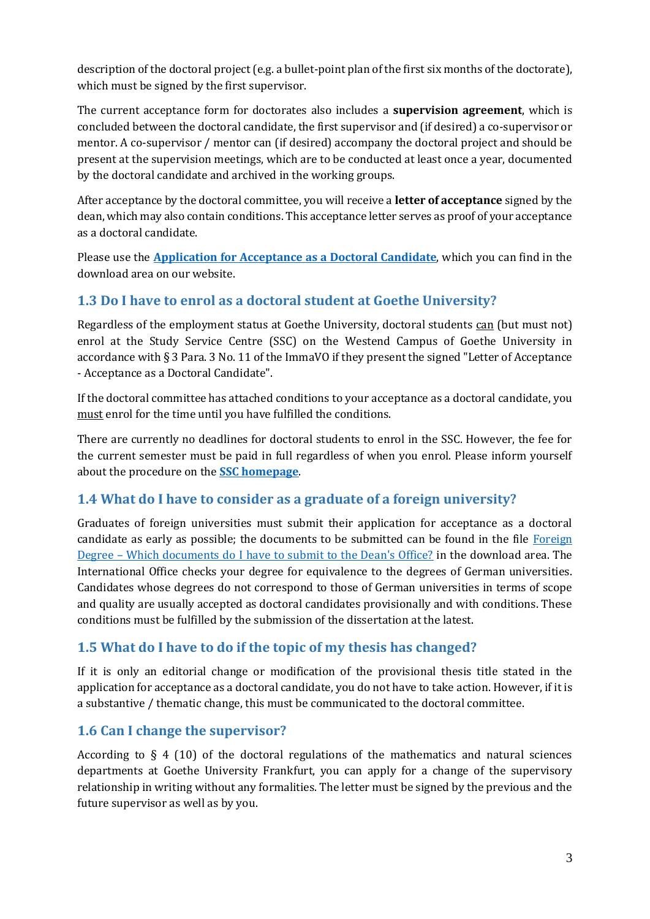description of the doctoral project (e.g. a bullet-point plan of the first six months of the doctorate), which must be signed by the first supervisor.

The current acceptance form for doctorates also includes a **supervision agreement**, which is concluded between the doctoral candidate, the first supervisor and (if desired) a co-supervisor or mentor. A co-supervisor / mentor can (if desired) accompany the doctoral project and should be present at the supervision meetings, which are to be conducted at least once a year, documented by the doctoral candidate and archived in the working groups.

After acceptance by the doctoral committee, you will receive a **letter of acceptance** signed by the dean, which may also contain conditions. This acceptance letter serves as proof of your acceptance as a doctoral candidate.

Please use the **Application for Acceptance as a Doctoral Candidate**, which you can find in the download area on our website.

## 1.3 Do I have to enrol as a doctoral student at Goethe University?

Regardless of the employment status at Goethe University, doctoral students can (but must not) enrol at the Study Service Centre (SSC) on the Westend Campus of Goethe University in accordance with § 3 Para. 3 No. 11 of the ImmaVO if they present the signed "Letter of Acceptance - Acceptance as a Doctoral Candidate".

If the doctoral committee has attached conditions to your acceptance as a doctoral candidate, you must enrol for the time until you have fulfilled the conditions.

There are currently no deadlines for doctoral students to enrol in the SSC. However, the fee for the current semester must be paid in full regardless of when you enrol. Please inform yourself about the procedure on the **SSC homepage**.

## 1.4 What do I have to consider as a graduate of a foreign university?

Graduates of foreign universities must submit their application for acceptance as a doctoral candidate as early as possible; the documents to be submitted can be found in the file Foreign Degree – Which documents do I have to submit to the Dean's Office? in the download area. The International Office checks your degree for equivalence to the degrees of German universities. Candidates whose degrees do not correspond to those of German universities in terms of scope and quality are usually accepted as doctoral candidates provisionally and with conditions. These conditions must be fulfilled by the submission of the dissertation at the latest.

## 1.5 What do I have to do if the topic of my thesis has changed?

If it is only an editorial change or modification of the provisional thesis title stated in the application for acceptance as a doctoral candidate, you do not have to take action. However, if it is a substantive / thematic change, this must be communicated to the doctoral committee.

## 1.6 Can I change the supervisor?

According to § 4 (10) of the doctoral regulations of the mathematics and natural sciences departments at Goethe University Frankfurt, you can apply for a change of the supervisory relationship in writing without any formalities. The letter must be signed by the previous and the future supervisor as well as by you.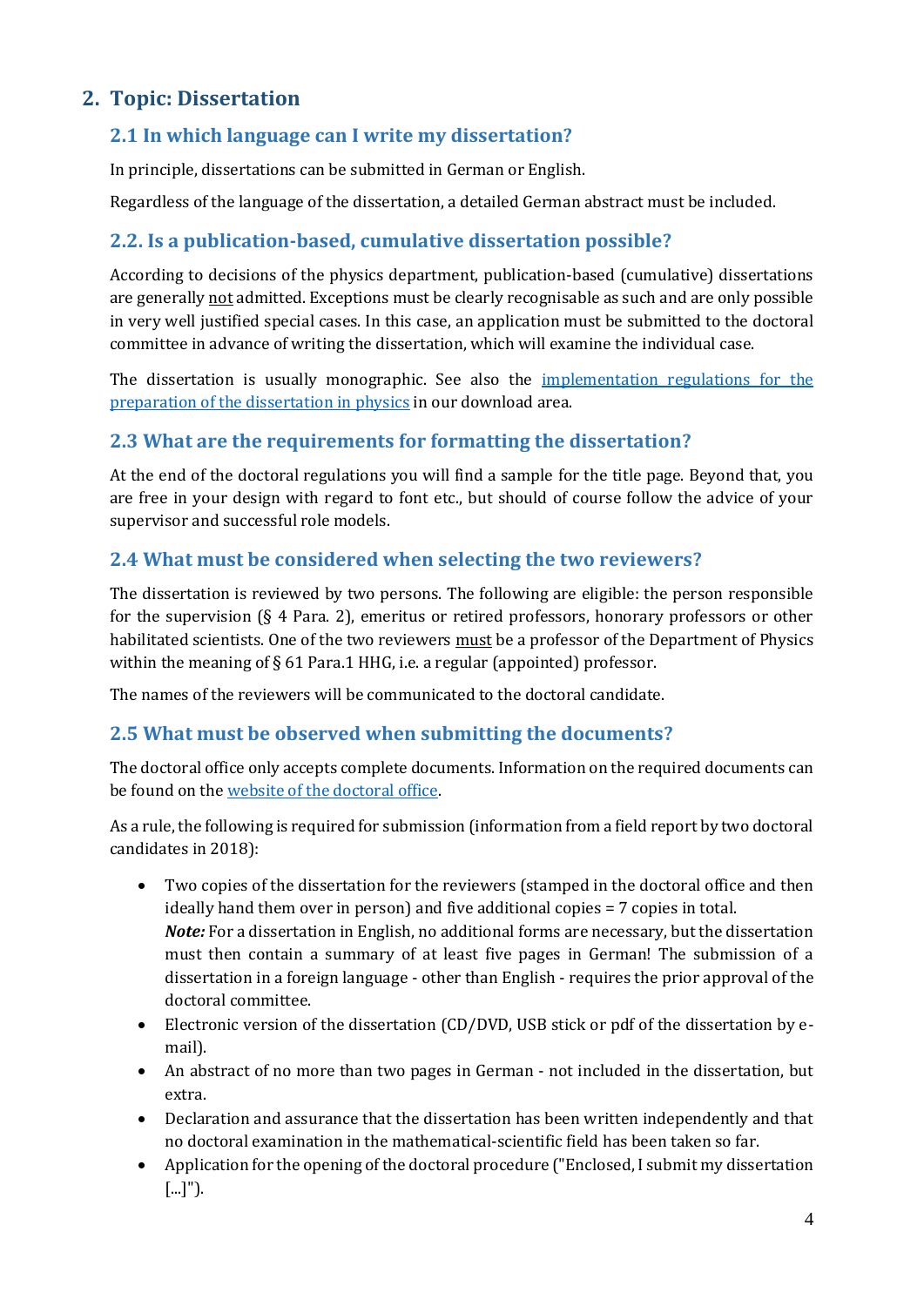## 2. Topic: Dissertation

### 2.1 In which language can I write my dissertation?

In principle, dissertations can be submitted in German or English.

Regardless of the language of the dissertation, a detailed German abstract must be included.

### 2.2. Is a publication-based, cumulative dissertation possible?

According to decisions of the physics department, publication-based (cumulative) dissertations are generally not admitted. Exceptions must be clearly recognisable as such and are only possible in very well justified special cases. In this case, an application must be submitted to the doctoral committee in advance of writing the dissertation, which will examine the individual case.

The dissertation is usually monographic. See also the implementation regulations for the preparation of the dissertation in physics in our download area.

### 2.3 What are the requirements for formatting the dissertation?

At the end of the doctoral regulations you will find a sample for the title page. Beyond that, you are free in your design with regard to font etc., but should of course follow the advice of your supervisor and successful role models.

### 2.4 What must be considered when selecting the two reviewers?

The dissertation is reviewed by two persons. The following are eligible: the person responsible for the supervision (§ 4 Para. 2), emeritus or retired professors, honorary professors or other habilitated scientists. One of the two reviewers must be a professor of the Department of Physics within the meaning of § 61 Para.1 HHG, i.e. a regular (appointed) professor.

The names of the reviewers will be communicated to the doctoral candidate.

### 2.5 What must be observed when submitting the documents?

The doctoral office only accepts complete documents. Information on the required documents can be found on the website of the doctoral office.

As a rule, the following is required for submission (information from a field report by two doctoral candidates in 2018):

- Two copies of the dissertation for the reviewers (stamped in the doctoral office and then ideally hand them over in person) and five additional copies = 7 copies in total.
  ***Note:*** For a dissertation in English, no additional forms are necessary, but the dissertation must then contain a summary of at least five pages in German! The submission of a dissertation in a foreign language - other than English - requires the prior approval of the doctoral committee.
- Electronic version of the dissertation (CD/DVD, USB stick or pdf of the dissertation by e-mail).
- An abstract of no more than two pages in German - not included in the dissertation, but extra.
- Declaration and assurance that the dissertation has been written independently and that no doctoral examination in the mathematical-scientific field has been taken so far.
- Application for the opening of the doctoral procedure ("Enclosed, I submit my dissertation [...]").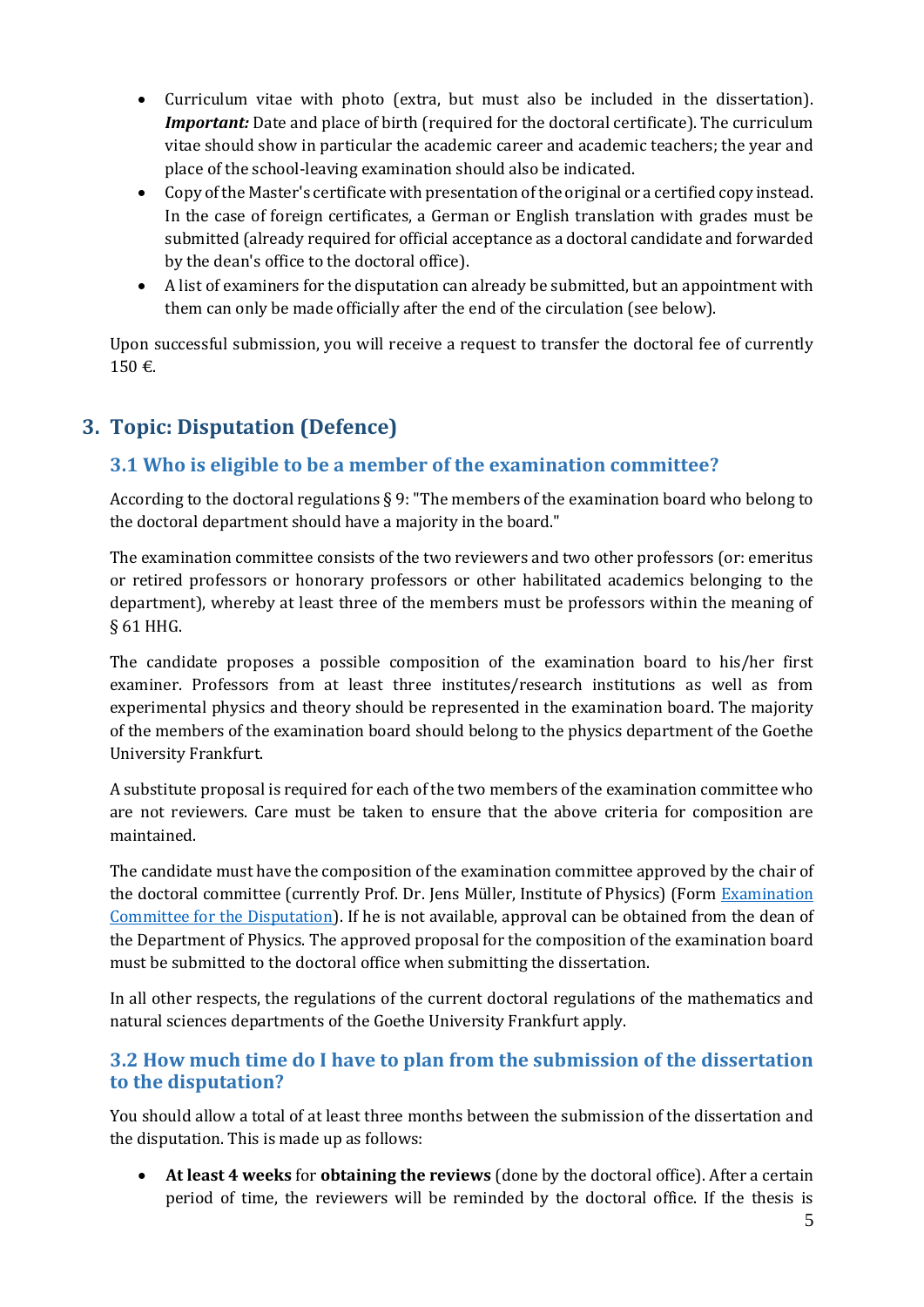- Curriculum vitae with photo (extra, but must also be included in the dissertation). ***Important:*** Date and place of birth (required for the doctoral certificate). The curriculum vitae should show in particular the academic career and academic teachers; the year and place of the school-leaving examination should also be indicated.
- Copy of the Master's certificate with presentation of the original or a certified copy instead. In the case of foreign certificates, a German or English translation with grades must be submitted (already required for official acceptance as a doctoral candidate and forwarded by the dean's office to the doctoral office).
- A list of examiners for the disputation can already be submitted, but an appointment with them can only be made officially after the end of the circulation (see below).

Upon successful submission, you will receive a request to transfer the doctoral fee of currently 150 €.

## 3. Topic: Disputation (Defence)

### 3.1 Who is eligible to be a member of the examination committee?

According to the doctoral regulations § 9: "The members of the examination board who belong to the doctoral department should have a majority in the board."

The examination committee consists of the two reviewers and two other professors (or: emeritus or retired professors or honorary professors or other habilitated academics belonging to the department), whereby at least three of the members must be professors within the meaning of § 61 HHG.

The candidate proposes a possible composition of the examination board to his/her first examiner. Professors from at least three institutes/research institutions as well as from experimental physics and theory should be represented in the examination board. The majority of the members of the examination board should belong to the physics department of the Goethe University Frankfurt.

A substitute proposal is required for each of the two members of the examination committee who are not reviewers. Care must be taken to ensure that the above criteria for composition are maintained.

The candidate must have the composition of the examination committee approved by the chair of the doctoral committee (currently Prof. Dr. Jens Müller, Institute of Physics) (Form [Examination Committee for the Disputation]). If he is not available, approval can be obtained from the dean of the Department of Physics. The approved proposal for the composition of the examination board must be submitted to the doctoral office when submitting the dissertation.

In all other respects, the regulations of the current doctoral regulations of the mathematics and natural sciences departments of the Goethe University Frankfurt apply.

### 3.2 How much time do I have to plan from the submission of the dissertation to the disputation?

You should allow a total of at least three months between the submission of the dissertation and the disputation. This is made up as follows:

- **At least 4 weeks** for **obtaining the reviews** (done by the doctoral office). After a certain period of time, the reviewers will be reminded by the doctoral office. If the thesis is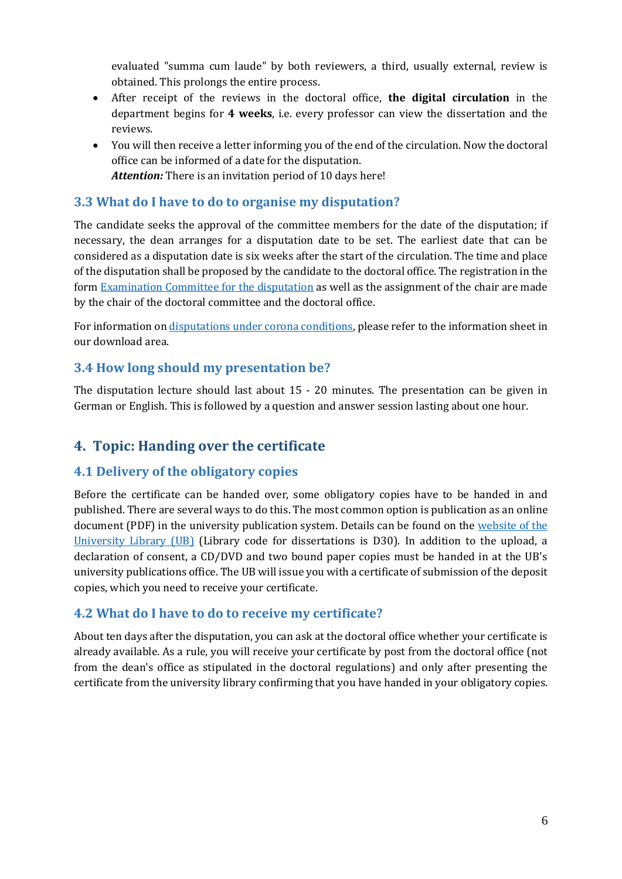evaluated "summa cum laude" by both reviewers, a third, usually external, review is obtained. This prolongs the entire process.

- After receipt of the reviews in the doctoral office, **the digital circulation** in the department begins for **4 weeks**, i.e. every professor can view the dissertation and the reviews.
- You will then receive a letter informing you of the end of the circulation. Now the doctoral office can be informed of a date for the disputation.
  ***Attention:*** There is an invitation period of 10 days here!

### 3.3 What do I have to do to organise my disputation?

The candidate seeks the approval of the committee members for the date of the disputation; if necessary, the dean arranges for a disputation date to be set. The earliest date that can be considered as a disputation date is six weeks after the start of the circulation. The time and place of the disputation shall be proposed by the candidate to the doctoral office. The registration in the form Examination Committee for the disputation as well as the assignment of the chair are made by the chair of the doctoral committee and the doctoral office.

For information on disputations under corona conditions, please refer to the information sheet in our download area.

### 3.4 How long should my presentation be?

The disputation lecture should last about 15 - 20 minutes. The presentation can be given in German or English. This is followed by a question and answer session lasting about one hour.

## 4. Topic: Handing over the certificate

### 4.1 Delivery of the obligatory copies

Before the certificate can be handed over, some obligatory copies have to be handed in and published. There are several ways to do this. The most common option is publication as an online document (PDF) in the university publication system. Details can be found on the website of the University Library (UB) (Library code for dissertations is D30). In addition to the upload, a declaration of consent, a CD/DVD and two bound paper copies must be handed in at the UB's university publications office. The UB will issue you with a certificate of submission of the deposit copies, which you need to receive your certificate.

### 4.2 What do I have to do to receive my certificate?

About ten days after the disputation, you can ask at the doctoral office whether your certificate is already available. As a rule, you will receive your certificate by post from the doctoral office (not from the dean's office as stipulated in the doctoral regulations) and only after presenting the certificate from the university library confirming that you have handed in your obligatory copies.